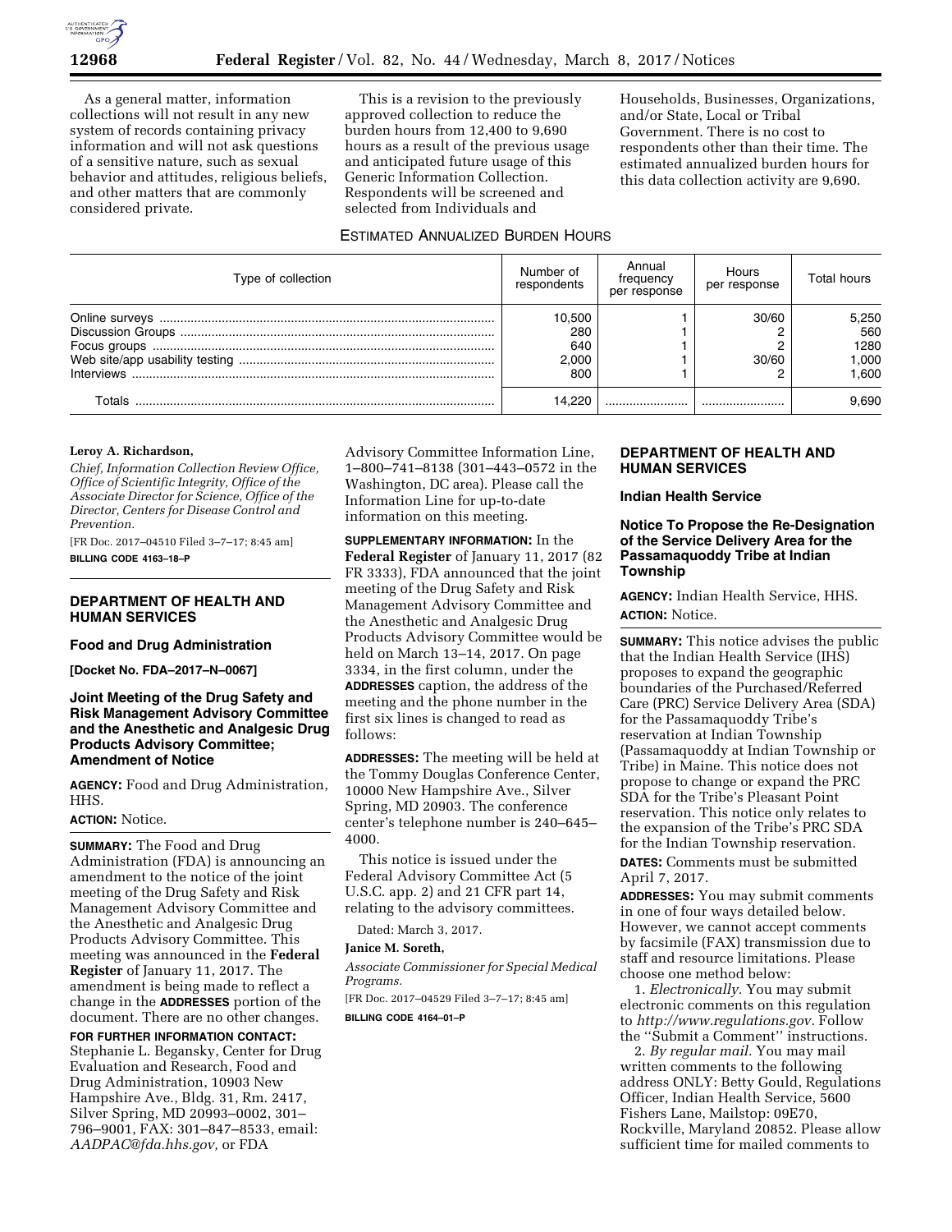As a general matter, information collections will not result in any new system of records containing privacy information and will not ask questions of a sensitive nature, such as sexual behavior and attitudes, religious beliefs, and other matters that are commonly considered private.

This is a revision to the previously approved collection to reduce the burden hours from 12,400 to 9,690 hours as a result of the previous usage and anticipated future usage of this Generic Information Collection. Respondents will be screened and selected from Individuals and Households, Businesses, Organizations, and/or State, Local or Tribal Government. There is no cost to respondents other than their time. The estimated annualized burden hours for this data collection activity are 9,690.

ESTIMATED ANNUALIZED BURDEN HOURS

| Type of collection | Number of respondents | Annual frequency per response | Hours per response | Total hours |
|---|---|---|---|---|
| Online surveys | 10,500 | 1 | 30/60 | 5,250 |
| Discussion Groups | 280 | 1 | 2 | 560 |
| Focus groups | 640 | 1 | 2 | 1280 |
| Web site/app usability testing | 2,000 | 1 | 30/60 | 1,000 |
| Interviews | 800 | 1 | 2 | 1,600 |
| Totals | 14,220 | | | 9,690 |

**Leroy A. Richardson,**

*Chief, Information Collection Review Office, Office of Scientific Integrity, Office of the Associate Director for Science, Office of the Director, Centers for Disease Control and Prevention.*

[FR Doc. 2017–04510 Filed 3–7–17; 8:45 am]

**BILLING CODE 4163–18–P**

## DEPARTMENT OF HEALTH AND HUMAN SERVICES

### Food and Drug Administration

**[Docket No. FDA–2017–N–0067]**

### Joint Meeting of the Drug Safety and Risk Management Advisory Committee and the Anesthetic and Analgesic Drug Products Advisory Committee; Amendment of Notice

**AGENCY:** Food and Drug Administration, HHS.

**ACTION:** Notice.

**SUMMARY:** The Food and Drug Administration (FDA) is announcing an amendment to the notice of the joint meeting of the Drug Safety and Risk Management Advisory Committee and the Anesthetic and Analgesic Drug Products Advisory Committee. This meeting was announced in the **Federal Register** of January 11, 2017. The amendment is being made to reflect a change in the **ADDRESSES** portion of the document. There are no other changes.

**FOR FURTHER INFORMATION CONTACT:** Stephanie L. Begansky, Center for Drug Evaluation and Research, Food and Drug Administration, 10903 New Hampshire Ave., Bldg. 31, Rm. 2417, Silver Spring, MD 20993–0002, 301–796–9001, FAX: 301–847–8533, email: *AADPAC@fda.hhs.gov,* or FDA Advisory Committee Information Line, 1–800–741–8138 (301–443–0572 in the Washington, DC area). Please call the Information Line for up-to-date information on this meeting.

**SUPPLEMENTARY INFORMATION:** In the **Federal Register** of January 11, 2017 (82 FR 3333), FDA announced that the joint meeting of the Drug Safety and Risk Management Advisory Committee and the Anesthetic and Analgesic Drug Products Advisory Committee would be held on March 13–14, 2017. On page 3334, in the first column, under the **ADDRESSES** caption, the address of the meeting and the phone number in the first six lines is changed to read as follows:

**ADDRESSES:** The meeting will be held at the Tommy Douglas Conference Center, 10000 New Hampshire Ave., Silver Spring, MD 20903. The conference center's telephone number is 240–645–4000.

This notice is issued under the Federal Advisory Committee Act (5 U.S.C. app. 2) and 21 CFR part 14, relating to the advisory committees.

Dated: March 3, 2017.

**Janice M. Soreth,**

*Associate Commissioner for Special Medical Programs.*

[FR Doc. 2017–04529 Filed 3–7–17; 8:45 am]

**BILLING CODE 4164–01–P**

## DEPARTMENT OF HEALTH AND HUMAN SERVICES

### Indian Health Service

### Notice To Propose the Re-Designation of the Service Delivery Area for the Passamaquoddy Tribe at Indian Township

**AGENCY:** Indian Health Service, HHS.

**ACTION:** Notice.

**SUMMARY:** This notice advises the public that the Indian Health Service (IHS) proposes to expand the geographic boundaries of the Purchased/Referred Care (PRC) Service Delivery Area (SDA) for the Passamaquoddy Tribe's reservation at Indian Township (Passamaquoddy at Indian Township or Tribe) in Maine. This notice does not propose to change or expand the PRC SDA for the Tribe's Pleasant Point reservation. This notice only relates to the expansion of the Tribe's PRC SDA for the Indian Township reservation.

**DATES:** Comments must be submitted April 7, 2017.

**ADDRESSES:** You may submit comments in one of four ways detailed below. However, we cannot accept comments by facsimile (FAX) transmission due to staff and resource limitations. Please choose one method below:

1. *Electronically.* You may submit electronic comments on this regulation to *http://www.regulations.gov.* Follow the ''Submit a Comment'' instructions.

2. *By regular mail.* You may mail written comments to the following address ONLY: Betty Gould, Regulations Officer, Indian Health Service, 5600 Fishers Lane, Mailstop: 09E70, Rockville, Maryland 20852. Please allow sufficient time for mailed comments to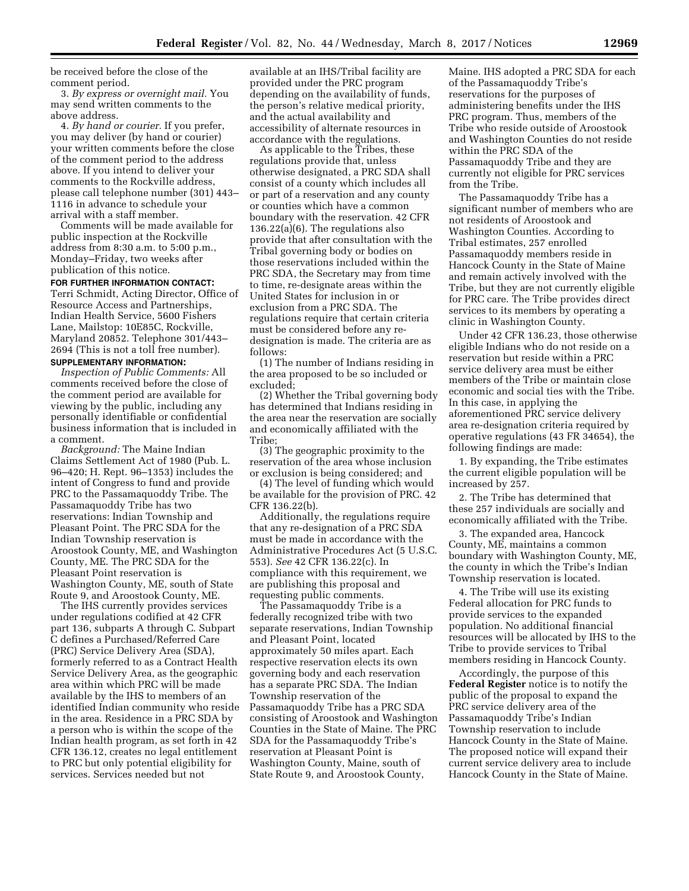be received before the close of the comment period.

3. *By express or overnight mail.* You may send written comments to the above address.

4. *By hand or courier.* If you prefer, you may deliver (by hand or courier) your written comments before the close of the comment period to the address above. If you intend to deliver your comments to the Rockville address, please call telephone number (301) 443–1116 in advance to schedule your arrival with a staff member.

Comments will be made available for public inspection at the Rockville address from 8:30 a.m. to 5:00 p.m., Monday–Friday, two weeks after publication of this notice.

**FOR FURTHER INFORMATION CONTACT:** Terri Schmidt, Acting Director, Office of Resource Access and Partnerships, Indian Health Service, 5600 Fishers Lane, Mailstop: 10E85C, Rockville, Maryland 20852. Telephone 301/443–2694 (This is not a toll free number).

**SUPPLEMENTARY INFORMATION:**

*Inspection of Public Comments:* All comments received before the close of the comment period are available for viewing by the public, including any personally identifiable or confidential business information that is included in a comment.

*Background:* The Maine Indian Claims Settlement Act of 1980 (Pub. L. 96–420; H. Rept. 96–1353) includes the intent of Congress to fund and provide PRC to the Passamaquoddy Tribe. The Passamaquoddy Tribe has two reservations: Indian Township and Pleasant Point. The PRC SDA for the Indian Township reservation is Aroostook County, ME, and Washington County, ME. The PRC SDA for the Pleasant Point reservation is Washington County, ME, south of State Route 9, and Aroostook County, ME.

The IHS currently provides services under regulations codified at 42 CFR part 136, subparts A through C. Subpart C defines a Purchased/Referred Care (PRC) Service Delivery Area (SDA), formerly referred to as a Contract Health Service Delivery Area, as the geographic area within which PRC will be made available by the IHS to members of an identified Indian community who reside in the area. Residence in a PRC SDA by a person who is within the scope of the Indian health program, as set forth in 42 CFR 136.12, creates no legal entitlement to PRC but only potential eligibility for services. Services needed but not available at an IHS/Tribal facility are provided under the PRC program depending on the availability of funds, the person's relative medical priority, and the actual availability and accessibility of alternate resources in accordance with the regulations.

As applicable to the Tribes, these regulations provide that, unless otherwise designated, a PRC SDA shall consist of a county which includes all or part of a reservation and any county or counties which have a common boundary with the reservation. 42 CFR 136.22(a)(6). The regulations also provide that after consultation with the Tribal governing body or bodies on those reservations included within the PRC SDA, the Secretary may from time to time, re-designate areas within the United States for inclusion in or exclusion from a PRC SDA. The regulations require that certain criteria must be considered before any re-designation is made. The criteria are as follows:

(1) The number of Indians residing in the area proposed to be so included or excluded;

(2) Whether the Tribal governing body has determined that Indians residing in the area near the reservation are socially and economically affiliated with the Tribe;

(3) The geographic proximity to the reservation of the area whose inclusion or exclusion is being considered; and

(4) The level of funding which would be available for the provision of PRC. 42 CFR 136.22(b).

Additionally, the regulations require that any re-designation of a PRC SDA must be made in accordance with the Administrative Procedures Act (5 U.S.C. 553). *See* 42 CFR 136.22(c). In compliance with this requirement, we are publishing this proposal and requesting public comments.

The Passamaquoddy Tribe is a federally recognized tribe with two separate reservations, Indian Township and Pleasant Point, located approximately 50 miles apart. Each respective reservation elects its own governing body and each reservation has a separate PRC SDA. The Indian Township reservation of the Passamaquoddy Tribe has a PRC SDA consisting of Aroostook and Washington Counties in the State of Maine. The PRC SDA for the Passamaquoddy Tribe's reservation at Pleasant Point is Washington County, Maine, south of State Route 9, and Aroostook County, Maine. IHS adopted a PRC SDA for each of the Passamaquoddy Tribe's reservations for the purposes of administering benefits under the IHS PRC program. Thus, members of the Tribe who reside outside of Aroostook and Washington Counties do not reside within the PRC SDA of the Passamaquoddy Tribe and they are currently not eligible for PRC services from the Tribe.

The Passamaquoddy Tribe has a significant number of members who are not residents of Aroostook and Washington Counties. According to Tribal estimates, 257 enrolled Passamaquoddy members reside in Hancock County in the State of Maine and remain actively involved with the Tribe, but they are not currently eligible for PRC care. The Tribe provides direct services to its members by operating a clinic in Washington County.

Under 42 CFR 136.23, those otherwise eligible Indians who do not reside on a reservation but reside within a PRC service delivery area must be either members of the Tribe or maintain close economic and social ties with the Tribe. In this case, in applying the aforementioned PRC service delivery area re-designation criteria required by operative regulations (43 FR 34654), the following findings are made:

1. By expanding, the Tribe estimates the current eligible population will be increased by 257.

2. The Tribe has determined that these 257 individuals are socially and economically affiliated with the Tribe.

3. The expanded area, Hancock County, ME, maintains a common boundary with Washington County, ME, the county in which the Tribe's Indian Township reservation is located.

4. The Tribe will use its existing Federal allocation for PRC funds to provide services to the expanded population. No additional financial resources will be allocated by IHS to the Tribe to provide services to Tribal members residing in Hancock County.

Accordingly, the purpose of this **Federal Register** notice is to notify the public of the proposal to expand the PRC service delivery area of the Passamaquoddy Tribe's Indian Township reservation to include Hancock County in the State of Maine. The proposed notice will expand their current service delivery area to include Hancock County in the State of Maine.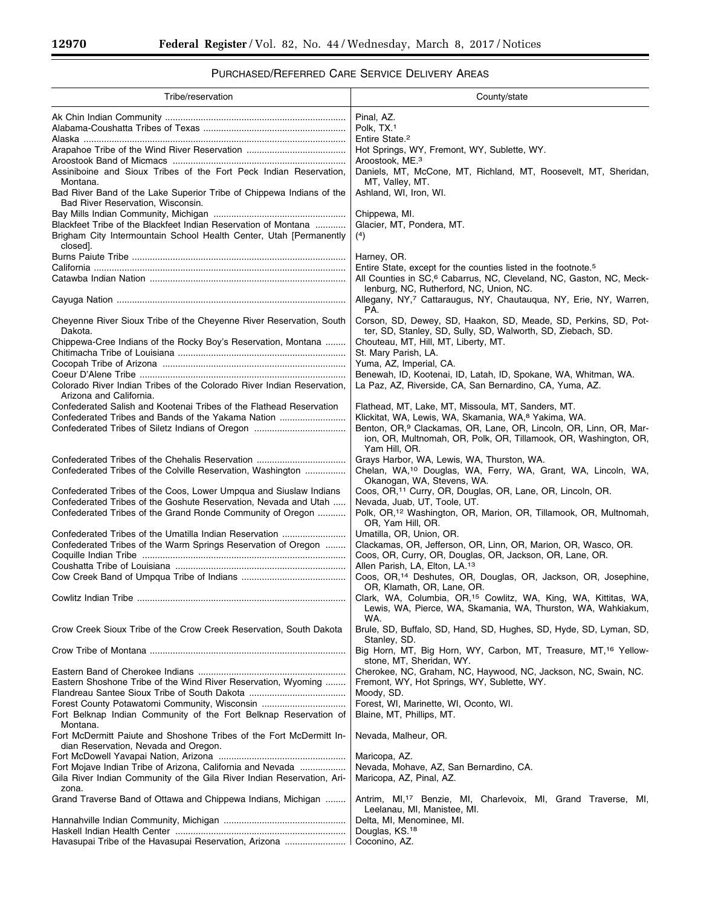## Purchased/Referred Care Service Delivery Areas

| Tribe/reservation | County/state |
| --- | --- |
| Ak Chin Indian Community | Pinal, AZ. |
| Alabama-Coushatta Tribes of Texas | Polk, TX.[1] |
| Alaska | Entire State.[2] |
| Arapahoe Tribe of the Wind River Reservation | Hot Springs, WY, Fremont, WY, Sublette, WY. |
| Aroostook Band of Micmacs | Aroostook, ME.[3] |
| Assiniboine and Sioux Tribes of the Fort Peck Indian Reservation, Montana. | Daniels, MT, McCone, MT, Richland, MT, Roosevelt, MT, Sheridan, MT, Valley, MT. |
| Bad River Band of the Lake Superior Tribe of Chippewa Indians of the Bad River Reservation, Wisconsin. | Ashland, WI, Iron, WI. |
| Bay Mills Indian Community, Michigan | Chippewa, MI. |
| Blackfeet Tribe of the Blackfeet Indian Reservation of Montana | Glacier, MT, Pondera, MT. |
| Brigham City Intermountain School Health Center, Utah [Permanently closed]. | ([4]) |
| Burns Paiute Tribe | Harney, OR. |
| California | Entire State, except for the counties listed in the footnote.[5] |
| Catawba Indian Nation | All Counties in SC,[6] Cabarrus, NC, Cleveland, NC, Gaston, NC, Mecklenburg, NC, Rutherford, NC, Union, NC. |
| Cayuga Nation | Allegany, NY,[7] Cattaraugus, NY, Chautauqua, NY, Erie, NY, Warren, PA. |
| Cheyenne River Sioux Tribe of the Cheyenne River Reservation, South Dakota. | Corson, SD, Dewey, SD, Haakon, SD, Meade, SD, Perkins, SD, Potter, SD, Stanley, SD, Sully, SD, Walworth, SD, Ziebach, SD. |
| Chippewa-Cree Indians of the Rocky Boy's Reservation, Montana | Chouteau, MT, Hill, MT, Liberty, MT. |
| Chitimacha Tribe of Louisiana | St. Mary Parish, LA. |
| Cocopah Tribe of Arizona | Yuma, AZ, Imperial, CA. |
| Coeur D'Alene Tribe | Benewah, ID, Kootenai, ID, Latah, ID, Spokane, WA, Whitman, WA. |
| Colorado River Indian Tribes of the Colorado River Indian Reservation, Arizona and California. | La Paz, AZ, Riverside, CA, San Bernardino, CA, Yuma, AZ. |
| Confederated Salish and Kootenai Tribes of the Flathead Reservation | Flathead, MT, Lake, MT, Missoula, MT, Sanders, MT. |
| Confederated Tribes and Bands of the Yakama Nation | Klickitat, WA, Lewis, WA, Skamania, WA,[8] Yakima, WA. |
| Confederated Tribes of Siletz Indians of Oregon | Benton, OR,[9] Clackamas, OR, Lane, OR, Lincoln, OR, Linn, OR, Marion, OR, Multnomah, OR, Polk, OR, Tillamook, OR, Washington, OR, Yam Hill, OR. |
| Confederated Tribes of the Chehalis Reservation | Grays Harbor, WA, Lewis, WA, Thurston, WA. |
| Confederated Tribes of the Colville Reservation, Washington | Chelan, WA,[10] Douglas, WA, Ferry, WA, Grant, WA, Lincoln, WA, Okanogan, WA, Stevens, WA. |
| Confederated Tribes of the Coos, Lower Umpqua and Siuslaw Indians | Coos, OR,[11] Curry, OR, Douglas, OR, Lane, OR, Lincoln, OR. |
| Confederated Tribes of the Goshute Reservation, Nevada and Utah | Nevada, Juab, UT, Toole, UT. |
| Confederated Tribes of the Grand Ronde Community of Oregon | Polk, OR,[12] Washington, OR, Marion, OR, Tillamook, OR, Multnomah, OR, Yam Hill, OR. |
| Confederated Tribes of the Umatilla Indian Reservation | Umatilla, OR, Union, OR. |
| Confederated Tribes of the Warm Springs Reservation of Oregon | Clackamas, OR, Jefferson, OR, Linn, OR, Marion, OR, Wasco, OR. |
| Coquille Indian Tribe | Coos, OR, Curry, OR, Douglas, OR, Jackson, OR, Lane, OR. |
| Coushatta Tribe of Louisiana | Allen Parish, LA, Elton, LA.[13] |
| Cow Creek Band of Umpqua Tribe of Indians | Coos, OR,[14] Deshutes, OR, Douglas, OR, Jackson, OR, Josephine, OR, Klamath, OR, Lane, OR. |
| Cowlitz Indian Tribe | Clark, WA, Columbia, OR,[15] Cowlitz, WA, King, WA, Kittitas, WA, Lewis, WA, Pierce, WA, Skamania, WA, Thurston, WA, Wahkiakum, WA. |
| Crow Creek Sioux Tribe of the Crow Creek Reservation, South Dakota | Brule, SD, Buffalo, SD, Hand, SD, Hughes, SD, Hyde, SD, Lyman, SD, Stanley, SD. |
| Crow Tribe of Montana | Big Horn, MT, Big Horn, WY, Carbon, MT, Treasure, MT,[16] Yellowstone, MT, Sheridan, WY. |
| Eastern Band of Cherokee Indians | Cherokee, NC, Graham, NC, Haywood, NC, Jackson, NC, Swain, NC. |
| Eastern Shoshone Tribe of the Wind River Reservation, Wyoming | Fremont, WY, Hot Springs, WY, Sublette, WY. |
| Flandreau Santee Sioux Tribe of South Dakota | Moody, SD. |
| Forest County Potawatomi Community, Wisconsin | Forest, WI, Marinette, WI, Oconto, WI. |
| Fort Belknap Indian Community of the Fort Belknap Reservation of Montana. | Blaine, MT, Phillips, MT. |
| Fort McDermitt Paiute and Shoshone Tribes of the Fort McDermitt Indian Reservation, Nevada and Oregon. | Nevada, Malheur, OR. |
| Fort McDowell Yavapai Nation, Arizona | Maricopa, AZ. |
| Fort Mojave Indian Tribe of Arizona, California and Nevada | Nevada, Mohave, AZ, San Bernardino, CA. |
| Gila River Indian Community of the Gila River Indian Reservation, Arizona. | Maricopa, AZ, Pinal, AZ. |
| Grand Traverse Band of Ottawa and Chippewa Indians, Michigan | Antrim, MI,[17] Benzie, MI, Charlevoix, MI, Grand Traverse, MI, Leelanau, MI, Manistee, MI. |
| Hannahville Indian Community, Michigan | Delta, MI, Menominee, MI. |
| Haskell Indian Health Center | Douglas, KS.[18] |
| Havasupai Tribe of the Havasupai Reservation, Arizona | Coconino, AZ. |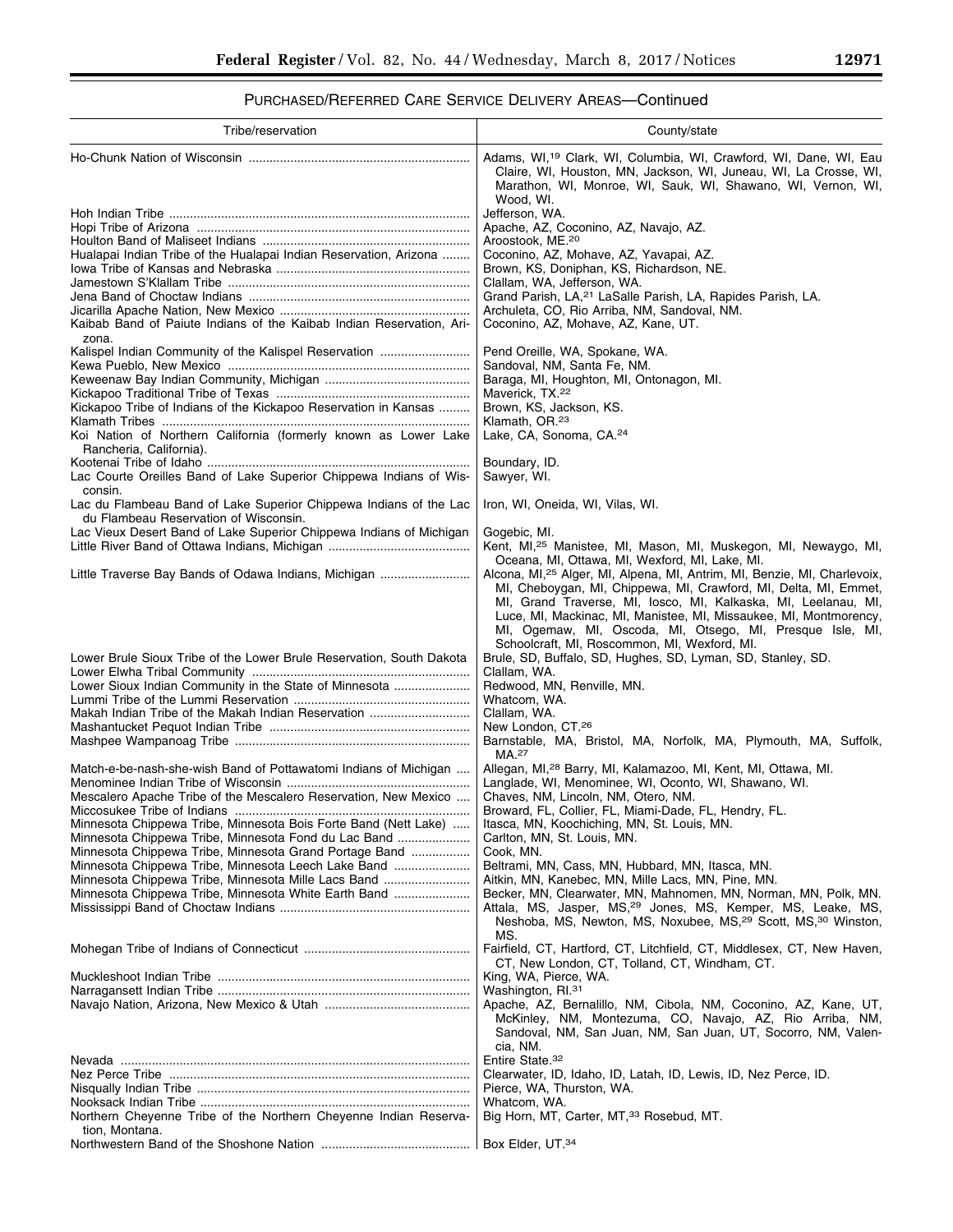## PURCHASED/REFERRED CARE SERVICE DELIVERY AREAS—Continued

| Tribe/reservation | County/state |
| --- | --- |
| Ho-Chunk Nation of Wisconsin | Adams, WI,[19] Clark, WI, Columbia, WI, Crawford, WI, Dane, WI, Eau Claire, WI, Houston, MN, Jackson, WI, Juneau, WI, La Crosse, WI, Marathon, WI, Monroe, WI, Sauk, WI, Shawano, WI, Vernon, WI, Wood, WI. |
| Hoh Indian Tribe | Jefferson, WA. |
| Hopi Tribe of Arizona | Apache, AZ, Coconino, AZ, Navajo, AZ. |
| Houlton Band of Maliseet Indians | Aroostook, ME.[20] |
| Hualapai Indian Tribe of the Hualapai Indian Reservation, Arizona | Coconino, AZ, Mohave, AZ, Yavapai, AZ. |
| Iowa Tribe of Kansas and Nebraska | Brown, KS, Doniphan, KS, Richardson, NE. |
| Jamestown S'Klallam Tribe | Clallam, WA, Jefferson, WA. |
| Jena Band of Choctaw Indians | Grand Parish, LA,[21] LaSalle Parish, LA, Rapides Parish, LA. |
| Jicarilla Apache Nation, New Mexico | Archuleta, CO, Rio Arriba, NM, Sandoval, NM. |
| Kaibab Band of Paiute Indians of the Kaibab Indian Reservation, Arizona. | Coconino, AZ, Mohave, AZ, Kane, UT. |
| Kalispel Indian Community of the Kalispel Reservation | Pend Oreille, WA, Spokane, WA. |
| Kewa Pueblo, New Mexico | Sandoval, NM, Santa Fe, NM. |
| Keweenaw Bay Indian Community, Michigan | Baraga, MI, Houghton, MI, Ontonagon, MI. |
| Kickapoo Traditional Tribe of Texas | Maverick, TX.[22] |
| Kickapoo Tribe of Indians of the Kickapoo Reservation in Kansas | Brown, KS, Jackson, KS. |
| Klamath Tribes | Klamath, OR.[23] |
| Koi Nation of Northern California (formerly known as Lower Lake Rancheria, California). | Lake, CA, Sonoma, CA.[24] |
| Kootenai Tribe of Idaho | Boundary, ID. |
| Lac Courte Oreilles Band of Lake Superior Chippewa Indians of Wisconsin. | Sawyer, WI. |
| Lac du Flambeau Band of Lake Superior Chippewa Indians of the Lac du Flambeau Reservation of Wisconsin. | Iron, WI, Oneida, WI, Vilas, WI. |
| Lac Vieux Desert Band of Lake Superior Chippewa Indians of Michigan | Gogebic, MI. |
| Little River Band of Ottawa Indians, Michigan | Kent, MI,[25] Manistee, MI, Mason, MI, Muskegon, MI, Newaygo, MI, Oceana, MI, Ottawa, MI, Wexford, MI, Lake, MI. |
| Little Traverse Bay Bands of Odawa Indians, Michigan | Alcona, MI,[25] Alger, MI, Alpena, MI, Antrim, MI, Benzie, MI, Charlevoix, MI, Cheboygan, MI, Chippewa, MI, Crawford, MI, Delta, MI, Emmet, MI, Grand Traverse, MI, Iosco, MI, Kalkaska, MI, Leelanau, MI, Luce, MI, Mackinac, MI, Manistee, MI, Missaukee, MI, Montmorency, MI, Ogemaw, MI, Oscoda, MI, Otsego, MI, Presque Isle, MI, Schoolcraft, MI, Roscommon, MI, Wexford, MI. |
| Lower Brule Sioux Tribe of the Lower Brule Reservation, South Dakota | Brule, SD, Buffalo, SD, Hughes, SD, Lyman, SD, Stanley, SD. |
| Lower Elwha Tribal Community | Clallam, WA. |
| Lower Sioux Indian Community in the State of Minnesota | Redwood, MN, Renville, MN. |
| Lummi Tribe of the Lummi Reservation | Whatcom, WA. |
| Makah Indian Tribe of the Makah Indian Reservation | Clallam, WA. |
| Mashantucket Pequot Indian Tribe | New London, CT.[26] |
| Mashpee Wampanoag Tribe | Barnstable, MA, Bristol, MA, Norfolk, MA, Plymouth, MA, Suffolk, MA.[27] |
| Match-e-be-nash-she-wish Band of Pottawatomi Indians of Michigan | Allegan, MI,[28] Barry, MI, Kalamazoo, MI, Kent, MI, Ottawa, MI. |
| Menominee Indian Tribe of Wisconsin | Langlade, WI, Menominee, WI, Oconto, WI, Shawano, WI. |
| Mescalero Apache Tribe of the Mescalero Reservation, New Mexico | Chaves, NM, Lincoln, NM, Otero, NM. |
| Miccosukee Tribe of Indians | Broward, FL, Collier, FL, Miami-Dade, FL, Hendry, FL. |
| Minnesota Chippewa Tribe, Minnesota Bois Forte Band (Nett Lake) | Itasca, MN, Koochiching, MN, St. Louis, MN. |
| Minnesota Chippewa Tribe, Minnesota Fond du Lac Band | Carlton, MN, St. Louis, MN. |
| Minnesota Chippewa Tribe, Minnesota Grand Portage Band | Cook, MN. |
| Minnesota Chippewa Tribe, Minnesota Leech Lake Band | Beltrami, MN, Cass, MN, Hubbard, MN, Itasca, MN. |
| Minnesota Chippewa Tribe, Minnesota Mille Lacs Band | Aitkin, MN, Kanebec, MN, Mille Lacs, MN, Pine, MN. |
| Minnesota Chippewa Tribe, Minnesota White Earth Band | Becker, MN, Clearwater, MN, Mahnomen, MN, Norman, MN, Polk, MN. |
| Mississippi Band of Choctaw Indians | Attala, MS, Jasper, MS,[29] Jones, MS, Kemper, MS, Leake, MS, Neshoba, MS, Newton, MS, Noxubee, MS,[29] Scott, MS,[30] Winston, MS. |
| Mohegan Tribe of Indians of Connecticut | Fairfield, CT, Hartford, CT, Litchfield, CT, Middlesex, CT, New Haven, CT, New London, CT, Tolland, CT, Windham, CT. |
| Muckleshoot Indian Tribe | King, WA, Pierce, WA. |
| Narragansett Indian Tribe | Washington, RI.[31] |
| Navajo Nation, Arizona, New Mexico & Utah | Apache, AZ, Bernalillo, NM, Cibola, NM, Coconino, AZ, Kane, UT, McKinley, NM, Montezuma, CO, Navajo, AZ, Rio Arriba, NM, Sandoval, NM, San Juan, NM, San Juan, UT, Socorro, NM, Valencia, NM. |
| Nevada | Entire State.[32] |
| Nez Perce Tribe | Clearwater, ID, Idaho, ID, Latah, ID, Lewis, ID, Nez Perce, ID. |
| Nisqually Indian Tribe | Pierce, WA, Thurston, WA. |
| Nooksack Indian Tribe | Whatcom, WA. |
| Northern Cheyenne Tribe of the Northern Cheyenne Indian Reservation, Montana. | Big Horn, MT, Carter, MT,[33] Rosebud, MT. |
| Northwestern Band of the Shoshone Nation | Box Elder, UT.[34] |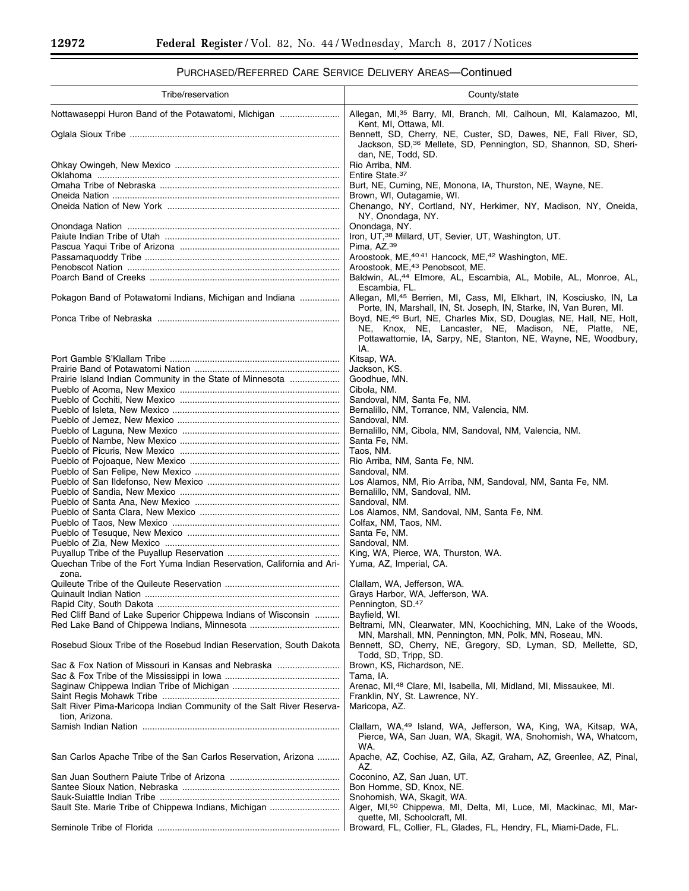PURCHASED/REFERRED CARE SERVICE DELIVERY AREAS—Continued

| Tribe/reservation | County/state |
|---|---|
| Nottawaseppi Huron Band of the Potawatomi, Michigan | Allegan, MI,[35] Barry, MI, Branch, MI, Calhoun, MI, Kalamazoo, MI, Kent, MI, Ottawa, MI. |
| Oglala Sioux Tribe | Bennett, SD, Cherry, NE, Custer, SD, Dawes, NE, Fall River, SD, Jackson, SD,[36] Mellete, SD, Pennington, SD, Shannon, SD, Sheridan, NE, Todd, SD. |
| Ohkay Owingeh, New Mexico | Rio Arriba, NM. |
| Oklahoma | Entire State.[37] |
| Omaha Tribe of Nebraska | Burt, NE, Cuming, NE, Monona, IA, Thurston, NE, Wayne, NE. |
| Oneida Nation | Brown, WI, Outagamie, WI. |
| Oneida Nation of New York | Chenango, NY, Cortland, NY, Herkimer, NY, Madison, NY, Oneida, NY, Onondaga, NY. |
| Onondaga Nation | Onondaga, NY. |
| Paiute Indian Tribe of Utah | Iron, UT,[38] Millard, UT, Sevier, UT, Washington, UT. |
| Pascua Yaqui Tribe of Arizona | Pima, AZ.[39] |
| Passamaquoddy Tribe | Aroostook, ME,[40 41] Hancock, ME,[42] Washington, ME. |
| Penobscot Nation | Aroostook, ME,[43] Penobscot, ME. |
| Poarch Band of Creeks | Baldwin, AL,[44] Elmore, AL, Escambia, AL, Mobile, AL, Monroe, AL, Escambia, FL. |
| Pokagon Band of Potawatomi Indians, Michigan and Indiana | Allegan, MI,[45] Berrien, MI, Cass, MI, Elkhart, IN, Kosciusko, IN, La Porte, IN, Marshall, IN, St. Joseph, IN, Starke, IN, Van Buren, MI. |
| Ponca Tribe of Nebraska | Boyd, NE,[46] Burt, NE, Charles Mix, SD, Douglas, NE, Hall, NE, Holt, NE, Knox, NE, Lancaster, NE, Madison, NE, Platte, NE, Pottawattomie, IA, Sarpy, NE, Stanton, NE, Wayne, NE, Woodbury, IA. |
| Port Gamble S'Klallam Tribe | Kitsap, WA. |
| Prairie Band of Potawatomi Nation | Jackson, KS. |
| Prairie Island Indian Community in the State of Minnesota | Goodhue, MN. |
| Pueblo of Acoma, New Mexico | Cibola, NM. |
| Pueblo of Cochiti, New Mexico | Sandoval, NM, Santa Fe, NM. |
| Pueblo of Isleta, New Mexico | Bernalillo, NM, Torrance, NM, Valencia, NM. |
| Pueblo of Jemez, New Mexico | Sandoval, NM. |
| Pueblo of Laguna, New Mexico | Bernalillo, NM, Cibola, NM, Sandoval, NM, Valencia, NM. |
| Pueblo of Nambe, New Mexico | Santa Fe, NM. |
| Pueblo of Picuris, New Mexico | Taos, NM. |
| Pueblo of Pojoaque, New Mexico | Rio Arriba, NM, Santa Fe, NM. |
| Pueblo of San Felipe, New Mexico | Sandoval, NM. |
| Pueblo of San Ildefonso, New Mexico | Los Alamos, NM, Rio Arriba, NM, Sandoval, NM, Santa Fe, NM. |
| Pueblo of Sandia, New Mexico | Bernalillo, NM, Sandoval, NM. |
| Pueblo of Santa Ana, New Mexico | Sandoval, NM. |
| Pueblo of Santa Clara, New Mexico | Los Alamos, NM, Sandoval, NM, Santa Fe, NM. |
| Pueblo of Taos, New Mexico | Colfax, NM, Taos, NM. |
| Pueblo of Tesuque, New Mexico | Santa Fe, NM. |
| Pueblo of Zia, New Mexico | Sandoval, NM. |
| Puyallup Tribe of the Puyallup Reservation | King, WA, Pierce, WA, Thurston, WA. |
| Quechan Tribe of the Fort Yuma Indian Reservation, California and Arizona. | Yuma, AZ, Imperial, CA. |
| Quileute Tribe of the Quileute Reservation | Clallam, WA, Jefferson, WA. |
| Quinault Indian Nation | Grays Harbor, WA, Jefferson, WA. |
| Rapid City, South Dakota | Pennington, SD.[47] |
| Red Cliff Band of Lake Superior Chippewa Indians of Wisconsin | Bayfield, WI. |
| Red Lake Band of Chippewa Indians, Minnesota | Beltrami, MN, Clearwater, MN, Koochiching, MN, Lake of the Woods, MN, Marshall, MN, Pennington, MN, Polk, MN, Roseau, MN. |
| Rosebud Sioux Tribe of the Rosebud Indian Reservation, South Dakota | Bennett, SD, Cherry, NE, Gregory, SD, Lyman, SD, Mellette, SD, Todd, SD, Tripp, SD. |
| Sac & Fox Nation of Missouri in Kansas and Nebraska | Brown, KS, Richardson, NE. |
| Sac & Fox Tribe of the Mississippi in Iowa | Tama, IA. |
| Saginaw Chippewa Indian Tribe of Michigan | Arenac, MI,[48] Clare, MI, Isabella, MI, Midland, MI, Missaukee, MI. |
| Saint Regis Mohawk Tribe | Franklin, NY, St. Lawrence, NY. |
| Salt River Pima-Maricopa Indian Community of the Salt River Reservation, Arizona. | Maricopa, AZ. |
| Samish Indian Nation | Clallam, WA,[49] Island, WA, Jefferson, WA, King, WA, Kitsap, WA, Pierce, WA, San Juan, WA, Skagit, WA, Snohomish, WA, Whatcom, WA. |
| San Carlos Apache Tribe of the San Carlos Reservation, Arizona | Apache, AZ, Cochise, AZ, Gila, AZ, Graham, AZ, Greenlee, AZ, Pinal, AZ. |
| San Juan Southern Paiute Tribe of Arizona | Coconino, AZ, San Juan, UT. |
| Santee Sioux Nation, Nebraska | Bon Homme, SD, Knox, NE. |
| Sauk-Suiattle Indian Tribe | Snohomish, WA, Skagit, WA. |
| Sault Ste. Marie Tribe of Chippewa Indians, Michigan | Alger, MI,[50] Chippewa, MI, Delta, MI, Luce, MI, Mackinac, MI, Marquette, MI, Schoolcraft, MI. |
| Seminole Tribe of Florida | Broward, FL, Collier, FL, Glades, FL, Hendry, FL, Miami-Dade, FL. |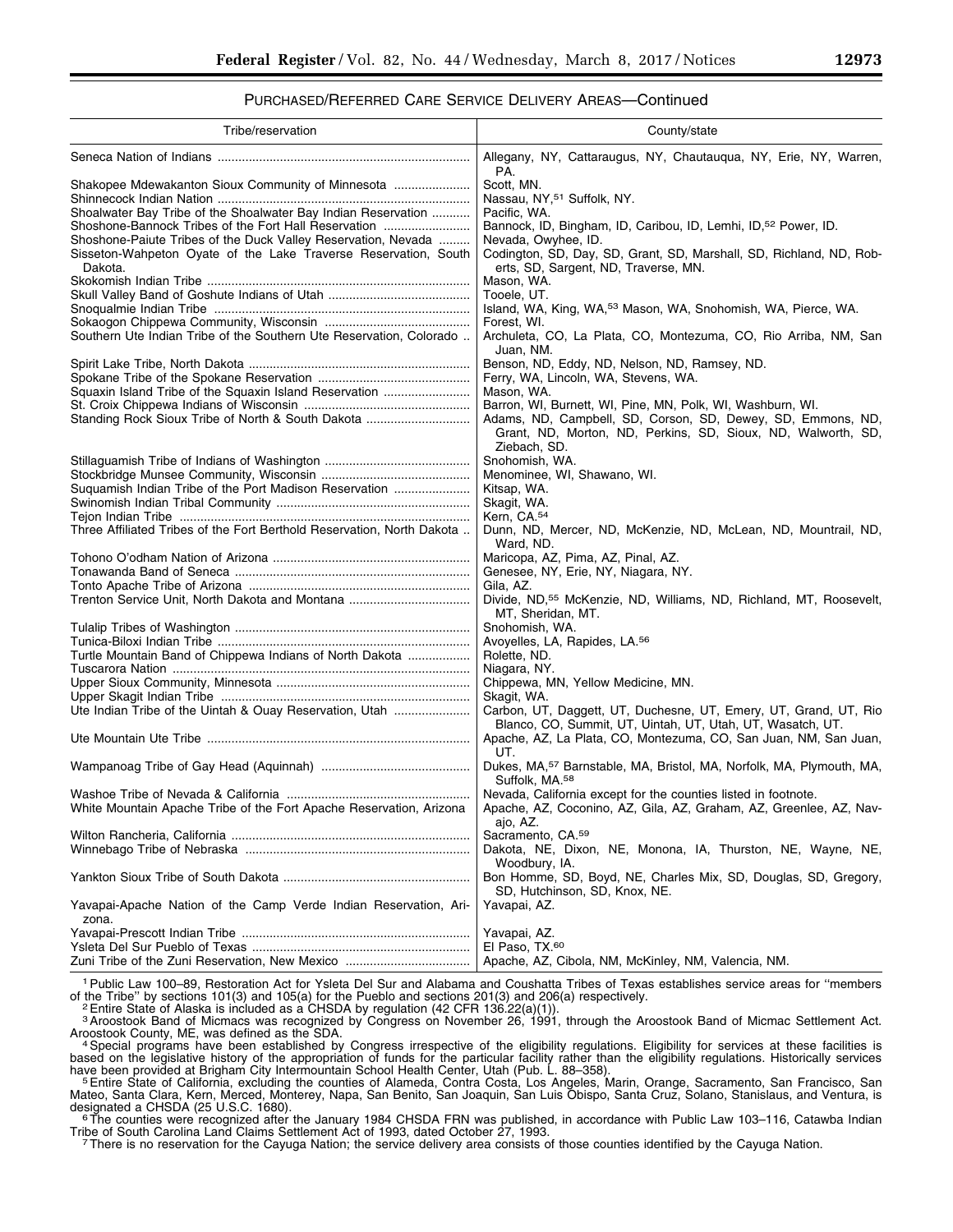## PURCHASED/REFERRED CARE SERVICE DELIVERY AREAS—Continued

| Tribe/reservation | County/state |
|---|---|
| Seneca Nation of Indians | Allegany, NY, Cattaraugus, NY, Chautauqua, NY, Erie, NY, Warren, PA. |
| Shakopee Mdewakanton Sioux Community of Minnesota | Scott, MN. |
| Shinnecock Indian Nation | Nassau, NY,[51] Suffolk, NY. |
| Shoalwater Bay Tribe of the Shoalwater Bay Indian Reservation | Pacific, WA. |
| Shoshone-Bannock Tribes of the Fort Hall Reservation | Bannock, ID, Bingham, ID, Caribou, ID, Lemhi, ID,[52] Power, ID. |
| Shoshone-Paiute Tribes of the Duck Valley Reservation, Nevada | Nevada, Owyhee, ID. |
| Sisseton-Wahpeton Oyate of the Lake Traverse Reservation, South Dakota. | Codington, SD, Day, SD, Grant, SD, Marshall, SD, Richland, ND, Roberts, SD, Sargent, ND, Traverse, MN. |
| Skokomish Indian Tribe | Mason, WA. |
| Skull Valley Band of Goshute Indians of Utah | Tooele, UT. |
| Snoqualmie Indian Tribe | Island, WA, King, WA,[53] Mason, WA, Snohomish, WA, Pierce, WA. |
| Sokaogon Chippewa Community, Wisconsin | Forest, WI. |
| Southern Ute Indian Tribe of the Southern Ute Reservation, Colorado | Archuleta, CO, La Plata, CO, Montezuma, CO, Rio Arriba, NM, San Juan, NM. |
| Spirit Lake Tribe, North Dakota | Benson, ND, Eddy, ND, Nelson, ND, Ramsey, ND. |
| Spokane Tribe of the Spokane Reservation | Ferry, WA, Lincoln, WA, Stevens, WA. |
| Squaxin Island Tribe of the Squaxin Island Reservation | Mason, WA. |
| St. Croix Chippewa Indians of Wisconsin | Barron, WI, Burnett, WI, Pine, MN, Polk, WI, Washburn, WI. |
| Standing Rock Sioux Tribe of North & South Dakota | Adams, ND, Campbell, SD, Corson, SD, Dewey, SD, Emmons, ND, Grant, ND, Morton, ND, Perkins, SD, Sioux, ND, Walworth, SD, Ziebach, SD. |
| Stillaguamish Tribe of Indians of Washington | Snohomish, WA. |
| Stockbridge Munsee Community, Wisconsin | Menominee, WI, Shawano, WI. |
| Suquamish Indian Tribe of the Port Madison Reservation | Kitsap, WA. |
| Swinomish Indian Tribal Community | Skagit, WA. |
| Tejon Indian Tribe | Kern, CA.[54] |
| Three Affiliated Tribes of the Fort Berthold Reservation, North Dakota | Dunn, ND, Mercer, ND, McKenzie, ND, McLean, ND, Mountrail, ND, Ward, ND. |
| Tohono O'odham Nation of Arizona | Maricopa, AZ, Pima, AZ, Pinal, AZ. |
| Tonawanda Band of Seneca | Genesee, NY, Erie, NY, Niagara, NY. |
| Tonto Apache Tribe of Arizona | Gila, AZ. |
| Trenton Service Unit, North Dakota and Montana | Divide, ND,[55] McKenzie, ND, Williams, ND, Richland, MT, Roosevelt, MT, Sheridan, MT. |
| Tulalip Tribes of Washington | Snohomish, WA. |
| Tunica-Biloxi Indian Tribe | Avoyelles, LA, Rapides, LA.[56] |
| Turtle Mountain Band of Chippewa Indians of North Dakota | Rolette, ND. |
| Tuscarora Nation | Niagara, NY. |
| Upper Sioux Community, Minnesota | Chippewa, MN, Yellow Medicine, MN. |
| Upper Skagit Indian Tribe | Skagit, WA. |
| Ute Indian Tribe of the Uintah & Ouay Reservation, Utah | Carbon, UT, Daggett, UT, Duchesne, UT, Emery, UT, Grand, UT, Rio Blanco, CO, Summit, UT, Uintah, UT, Utah, UT, Wasatch, UT. |
| Ute Mountain Ute Tribe | Apache, AZ, La Plata, CO, Montezuma, CO, San Juan, NM, San Juan, UT. |
| Wampanoag Tribe of Gay Head (Aquinnah) | Dukes, MA,[57] Barnstable, MA, Bristol, MA, Norfolk, MA, Plymouth, MA, Suffolk, MA.[58] |
| Washoe Tribe of Nevada & California | Nevada, California except for the counties listed in footnote. |
| White Mountain Apache Tribe of the Fort Apache Reservation, Arizona | Apache, AZ, Coconino, AZ, Gila, AZ, Graham, AZ, Greenlee, AZ, Navajo, AZ. |
| Wilton Rancheria, California | Sacramento, CA.[59] |
| Winnebago Tribe of Nebraska | Dakota, NE, Dixon, NE, Monona, IA, Thurston, NE, Wayne, NE, Woodbury, IA. |
| Yankton Sioux Tribe of South Dakota | Bon Homme, SD, Boyd, NE, Charles Mix, SD, Douglas, SD, Gregory, SD, Hutchinson, SD, Knox, NE. |
| Yavapai-Apache Nation of the Camp Verde Indian Reservation, Arizona. | Yavapai, AZ. |
| Yavapai-Prescott Indian Tribe | Yavapai, AZ. |
| Ysleta Del Sur Pueblo of Texas | El Paso, TX.[60] |
| Zuni Tribe of the Zuni Reservation, New Mexico | Apache, AZ, Cibola, NM, McKinley, NM, Valencia, NM. |

[1] Public Law 100–89, Restoration Act for Ysleta Del Sur and Alabama and Coushatta Tribes of Texas establishes service areas for ''members of the Tribe'' by sections 101(3) and 105(a) for the Pueblo and sections 201(3) and 206(a) respectively.

[2] Entire State of Alaska is included as a CHSDA by regulation (42 CFR 136.22(a)(1)).

[3] Aroostook Band of Micmacs was recognized by Congress on November 26, 1991, through the Aroostook Band of Micmac Settlement Act. Aroostook County, ME, was defined as the SDA.

[4] Special programs have been established by Congress irrespective of the eligibility regulations. Eligibility for services at these facilities is based on the legislative history of the appropriation of funds for the particular facility rather than the eligibility regulations. Historically services have been provided at Brigham City Intermountain School Health Center, Utah (Pub. L. 88–358).

[5] Entire State of California, excluding the counties of Alameda, Contra Costa, Los Angeles, Marin, Orange, Sacramento, San Francisco, San Mateo, Santa Clara, Kern, Merced, Monterey, Napa, San Benito, San Joaquin, San Luis Obispo, Santa Cruz, Solano, Stanislaus, and Ventura, is designated a CHSDA (25 U.S.C. 1680).

[6] The counties were recognized after the January 1984 CHSDA FRN was published, in accordance with Public Law 103–116, Catawba Indian Tribe of South Carolina Land Claims Settlement Act of 1993, dated October 27, 1993.

[7] There is no reservation for the Cayuga Nation; the service delivery area consists of those counties identified by the Cayuga Nation.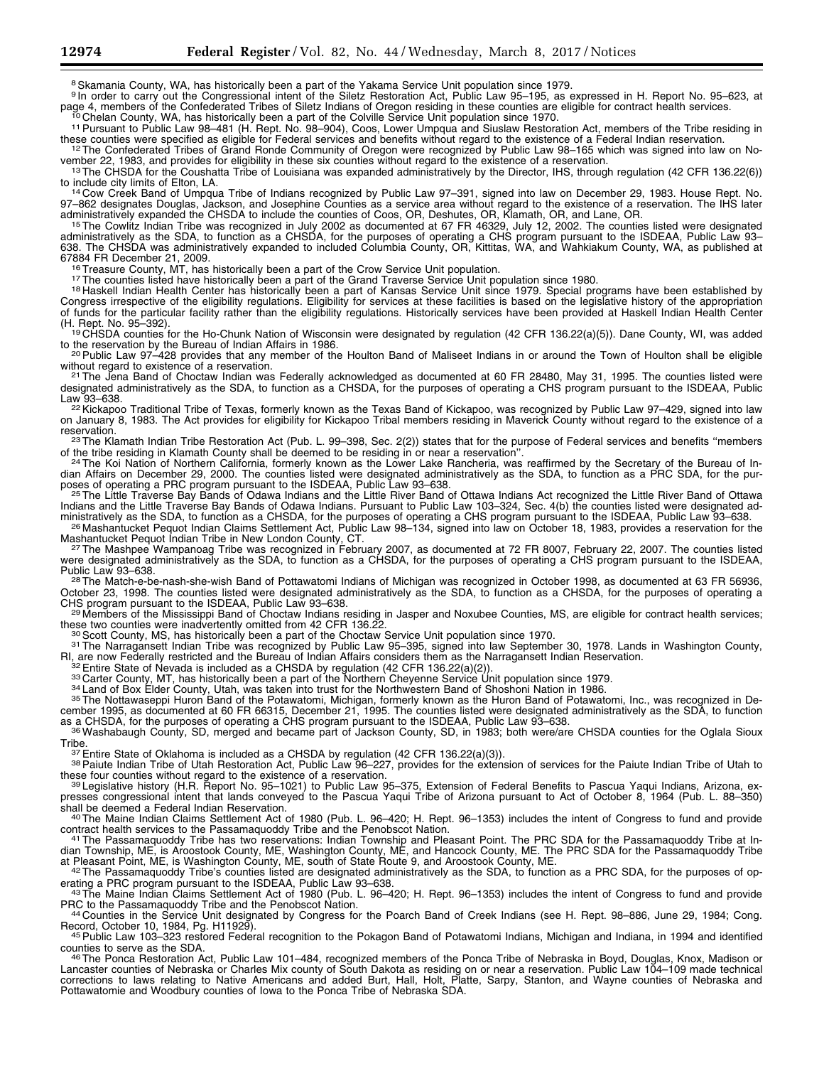[8] Skamania County, WA, has historically been a part of the Yakama Service Unit population since 1979.

[9] In order to carry out the Congressional intent of the Siletz Restoration Act, Public Law 95–195, as expressed in H. Report No. 95–623, at page 4, members of the Confederated Tribes of Siletz Indians of Oregon residing in these counties are eligible for contract health services.

[10] Chelan County, WA, has historically been a part of the Colville Service Unit population since 1970.

[11] Pursuant to Public Law 98–481 (H. Rept. No. 98–904), Coos, Lower Umpqua and Siuslaw Restoration Act, members of the Tribe residing in these counties were specified as eligible for Federal services and benefits without regard to the existence of a Federal Indian reservation.

[12] The Confederated Tribes of Grand Ronde Community of Oregon were recognized by Public Law 98–165 which was signed into law on November 22, 1983, and provides for eligibility in these six counties without regard to the existence of a reservation.

[13] The CHSDA for the Coushatta Tribe of Louisiana was expanded administratively by the Director, IHS, through regulation (42 CFR 136.22(6)) to include city limits of Elton, LA.

[14] Cow Creek Band of Umpqua Tribe of Indians recognized by Public Law 97–391, signed into law on December 29, 1983. House Rept. No. 97–862 designates Douglas, Jackson, and Josephine Counties as a service area without regard to the existence of a reservation. The IHS later administratively expanded the CHSDA to include the counties of Coos, OR, Deshutes, OR, Klamath, OR, and Lane, OR.

[15] The Cowlitz Indian Tribe was recognized in July 2002 as documented at 67 FR 46329, July 12, 2002. The counties listed were designated administratively as the SDA, to function as a CHSDA, for the purposes of operating a CHS program pursuant to the ISDEAA, Public Law 93–638. The CHSDA was administratively expanded to included Columbia County, OR, Kittitas, WA, and Wahkiakum County, WA, as published at 67884 FR December 21, 2009.

[16] Treasure County, MT, has historically been a part of the Crow Service Unit population.

[17] The counties listed have historically been a part of the Grand Traverse Service Unit population since 1980.

[18] Haskell Indian Health Center has historically been a part of Kansas Service Unit since 1979. Special programs have been established by Congress irrespective of the eligibility regulations. Eligibility for services at these facilities is based on the legislative history of the appropriation of funds for the particular facility rather than the eligibility regulations. Historically services have been provided at Haskell Indian Health Center (H. Rept. No. 95–392).

[19] CHSDA counties for the Ho-Chunk Nation of Wisconsin were designated by regulation (42 CFR 136.22(a)(5)). Dane County, WI, was added to the reservation by the Bureau of Indian Affairs in 1986.

[20] Public Law 97–428 provides that any member of the Houlton Band of Maliseet Indians in or around the Town of Houlton shall be eligible without regard to existence of a reservation.

[21] The Jena Band of Choctaw Indian was Federally acknowledged as documented at 60 FR 28480, May 31, 1995. The counties listed were designated administratively as the SDA, to function as a CHSDA, for the purposes of operating a CHS program pursuant to the ISDEAA, Public Law 93–638.

[22] Kickapoo Traditional Tribe of Texas, formerly known as the Texas Band of Kickapoo, was recognized by Public Law 97–429, signed into law on January 8, 1983. The Act provides for eligibility for Kickapoo Tribal members residing in Maverick County without regard to the existence of a reservation.

[23] The Klamath Indian Tribe Restoration Act (Pub. L. 99–398, Sec. 2(2)) states that for the purpose of Federal services and benefits "members of the tribe residing in Klamath County shall be deemed to be residing in or near a reservation".

[24] The Koi Nation of Northern California, formerly known as the Lower Lake Rancheria, was reaffirmed by the Secretary of the Bureau of Indian Affairs on December 29, 2000. The counties listed were designated administratively as the SDA, to function as a PRC SDA, for the purposes of operating a PRC program pursuant to the ISDEAA, Public Law 93–638.

[25] The Little Traverse Bay Bands of Odawa Indians and the Little River Band of Ottawa Indians Act recognized the Little River Band of Ottawa Indians and the Little Traverse Bay Bands of Odawa Indians. Pursuant to Public Law 103–324, Sec. 4(b) the counties listed were designated administratively as the SDA, to function as a CHSDA, for the purposes of operating a CHS program pursuant to the ISDEAA, Public Law 93–638.

[26] Mashantucket Pequot Indian Claims Settlement Act, Public Law 98–134, signed into law on October 18, 1983, provides a reservation for the Mashantucket Pequot Indian Tribe in New London County, CT.

[27] The Mashpee Wampanoag Tribe was recognized in February 2007, as documented at 72 FR 8007, February 22, 2007. The counties listed were designated administratively as the SDA, to function as a CHSDA, for the purposes of operating a CHS program pursuant to the ISDEAA, Public Law 93–638.

[28] The Match-e-be-nash-she-wish Band of Pottawatomi Indians of Michigan was recognized in October 1998, as documented at 63 FR 56936, October 23, 1998. The counties listed were designated administratively as the SDA, to function as a CHSDA, for the purposes of operating a CHS program pursuant to the ISDEAA, Public Law 93–638.

[29] Members of the Mississippi Band of Choctaw Indians residing in Jasper and Noxubee Counties, MS, are eligible for contract health services; these two counties were inadvertently omitted from 42 CFR 136.22.

[30] Scott County, MS, has historically been a part of the Choctaw Service Unit population since 1970.

[31] The Narragansett Indian Tribe was recognized by Public Law 95–395, signed into law September 30, 1978. Lands in Washington County, RI, are now Federally restricted and the Bureau of Indian Affairs considers them as the Narragansett Indian Reservation.

[32] Entire State of Nevada is included as a CHSDA by regulation (42 CFR 136.22(a)(2)).

[33] Carter County, MT, has historically been a part of the Northern Cheyenne Service Unit population since 1979.

[34] Land of Box Elder County, Utah, was taken into trust for the Northwestern Band of Shoshoni Nation in 1986.

[35] The Nottawaseppi Huron Band of the Potawatomi, Michigan, formerly known as the Huron Band of Potawatomi, Inc., was recognized in December 1995, as documented at 60 FR 66315, December 21, 1995. The counties listed were designated administratively as the SDA, to function as a CHSDA, for the purposes of operating a CHS program pursuant to the ISDEAA, Public Law 93–638.

[36] Washabaugh County, SD, merged and became part of Jackson County, SD, in 1983; both were/are CHSDA counties for the Oglala Sioux Tribe.

[37] Entire State of Oklahoma is included as a CHSDA by regulation (42 CFR 136.22(a)(3)).

[38] Paiute Indian Tribe of Utah Restoration Act, Public Law 96–227, provides for the extension of services for the Paiute Indian Tribe of Utah to these four counties without regard to the existence of a reservation.

[39] Legislative history (H.R. Report No. 95–1021) to Public Law 95–375, Extension of Federal Benefits to Pascua Yaqui Indians, Arizona, expresses congressional intent that lands conveyed to the Pascua Yaqui Tribe of Arizona pursuant to Act of October 8, 1964 (Pub. L. 88–350) shall be deemed a Federal Indian Reservation.

[40] The Maine Indian Claims Settlement Act of 1980 (Pub. L. 96–420; H. Rept. 96–1353) includes the intent of Congress to fund and provide contract health services to the Passamaquoddy Tribe and the Penobscot Nation.

[41] The Passamaquoddy Tribe has two reservations: Indian Township and Pleasant Point. The PRC SDA for the Passamaquoddy Tribe at Indian Township, ME, is Aroostook County, ME, Washington County, ME, and Hancock County, ME. The PRC SDA for the Passamaquoddy Tribe at Pleasant Point, ME, is Washington County, ME, south of State Route 9, and Aroostook County, ME.

[42] The Passamaquoddy Tribe's counties listed are designated administratively as the SDA, to function as a PRC SDA, for the purposes of operating a PRC program pursuant to the ISDEAA, Public Law 93–638.

[43] The Maine Indian Claims Settlement Act of 1980 (Pub. L. 96–420; H. Rept. 96–1353) includes the intent of Congress to fund and provide PRC to the Passamaquoddy Tribe and the Penobscot Nation.

[44] Counties in the Service Unit designated by Congress for the Poarch Band of Creek Indians (see H. Rept. 98–886, June 29, 1984; Cong. Record, October 10, 1984, Pg. H11929).

[45] Public Law 103–323 restored Federal recognition to the Pokagon Band of Potawatomi Indians, Michigan and Indiana, in 1994 and identified counties to serve as the SDA.

[46] The Ponca Restoration Act, Public Law 101–484, recognized members of the Ponca Tribe of Nebraska in Boyd, Douglas, Knox, Madison or Lancaster counties of Nebraska or Charles Mix county of South Dakota as residing on or near a reservation. Public Law 104–109 made technical corrections to laws relating to Native Americans and added Burt, Hall, Holt, Platte, Sarpy, Stanton, and Wayne counties of Nebraska and Pottawatomie and Woodbury counties of Iowa to the Ponca Tribe of Nebraska SDA.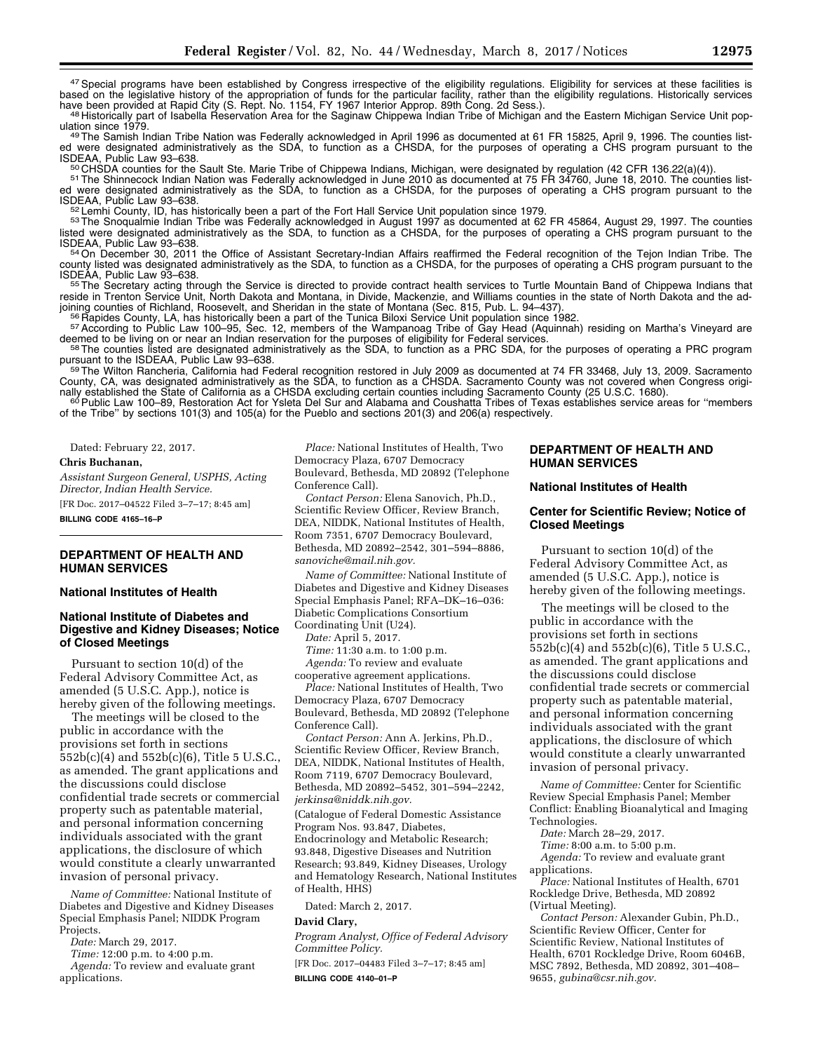[47] Special programs have been established by Congress irrespective of the eligibility regulations. Eligibility for services at these facilities is based on the legislative history of the appropriation of funds for the particular facility, rather than the eligibility regulations. Historically services have been provided at Rapid City (S. Rept. No. 1154, FY 1967 Interior Approp. 89th Cong. 2d Sess.).

[48] Historically part of Isabella Reservation Area for the Saginaw Chippewa Indian Tribe of Michigan and the Eastern Michigan Service Unit population since 1979.

[49] The Samish Indian Tribe Nation was Federally acknowledged in April 1996 as documented at 61 FR 15825, April 9, 1996. The counties listed were designated administratively as the SDA, to function as a CHSDA, for the purposes of operating a CHS program pursuant to the ISDEAA, Public Law 93–638.

[50] CHSDA counties for the Sault Ste. Marie Tribe of Chippewa Indians, Michigan, were designated by regulation (42 CFR 136.22(a)(4)).

[51] The Shinnecock Indian Nation was Federally acknowledged in June 2010 as documented at 75 FR 34760, June 18, 2010. The counties listed were designated administratively as the SDA, to function as a CHSDA, for the purposes of operating a CHS program pursuant to the ISDEAA, Public Law 93–638.

[52] Lemhi County, ID, has historically been a part of the Fort Hall Service Unit population since 1979.

[53] The Snoqualmie Indian Tribe was Federally acknowledged in August 1997 as documented at 62 FR 45864, August 29, 1997. The counties listed were designated administratively as the SDA, to function as a CHSDA, for the purposes of operating a CHS program pursuant to the ISDEAA, Public Law 93–638.

[54] On December 30, 2011 the Office of Assistant Secretary-Indian Affairs reaffirmed the Federal recognition of the Tejon Indian Tribe. The county listed was designated administratively as the SDA, to function as a CHSDA, for the purposes of operating a CHS program pursuant to the ISDEAA, Public Law 93–638.

[55] The Secretary acting through the Service is directed to provide contract health services to Turtle Mountain Band of Chippewa Indians that reside in Trenton Service Unit, North Dakota and Montana, in Divide, Mackenzie, and Williams counties in the state of North Dakota and the adjoining counties of Richland, Roosevelt, and Sheridan in the state of Montana (Sec. 815, Pub. L. 94–437).

[56] Rapides County, LA, has historically been a part of the Tunica Biloxi Service Unit population since 1982.

[57] According to Public Law 100–95, Sec. 12, members of the Wampanoag Tribe of Gay Head (Aquinnah) residing on Martha's Vineyard are deemed to be living on or near an Indian reservation for the purposes of eligibility for Federal services.

[58] The counties listed are designated administratively as the SDA, to function as a PRC SDA, for the purposes of operating a PRC program pursuant to the ISDEAA, Public Law 93–638.

[59] The Wilton Rancheria, California had Federal recognition restored in July 2009 as documented at 74 FR 33468, July 13, 2009. Sacramento County, CA, was designated administratively as the SDA, to function as a CHSDA. Sacramento County was not covered when Congress originally established the State of California as a CHSDA excluding certain counties including Sacramento County (25 U.S.C. 1680).

[60] Public Law 100–89, Restoration Act for Ysleta Del Sur and Alabama and Coushatta Tribes of Texas establishes service areas for "members of the Tribe" by sections 101(3) and 105(a) for the Pueblo and sections 201(3) and 206(a) respectively.

Dated: February 22, 2017.

**Chris Buchanan,**

*Assistant Surgeon General, USPHS, Acting Director, Indian Health Service.*

[FR Doc. 2017–04522 Filed 3–7–17; 8:45 am]

**BILLING CODE 4165–16–P**

## DEPARTMENT OF HEALTH AND HUMAN SERVICES

### National Institutes of Health

### National Institute of Diabetes and Digestive and Kidney Diseases; Notice of Closed Meetings

Pursuant to section 10(d) of the Federal Advisory Committee Act, as amended (5 U.S.C. App.), notice is hereby given of the following meetings.

The meetings will be closed to the public in accordance with the provisions set forth in sections 552b(c)(4) and 552b(c)(6), Title 5 U.S.C., as amended. The grant applications and the discussions could disclose confidential trade secrets or commercial property such as patentable material, and personal information concerning individuals associated with the grant applications, the disclosure of which would constitute a clearly unwarranted invasion of personal privacy.

*Name of Committee:* National Institute of Diabetes and Digestive and Kidney Diseases Special Emphasis Panel; NIDDK Program Projects.

*Date:* March 29, 2017.

*Time:* 12:00 p.m. to 4:00 p.m.

*Agenda:* To review and evaluate grant applications.

*Place:* National Institutes of Health, Two Democracy Plaza, 6707 Democracy Boulevard, Bethesda, MD 20892 (Telephone Conference Call).

*Contact Person:* Elena Sanovich, Ph.D., Scientific Review Officer, Review Branch, DEA, NIDDK, National Institutes of Health, Room 7351, 6707 Democracy Boulevard, Bethesda, MD 20892–2542, 301–594–8886, *sanoviche@mail.nih.gov.*

*Name of Committee:* National Institute of Diabetes and Digestive and Kidney Diseases Special Emphasis Panel; RFA–DK–16–036: Diabetic Complications Consortium Coordinating Unit (U24).

*Date:* April 5, 2017.

*Time:* 11:30 a.m. to 1:00 p.m.

*Agenda:* To review and evaluate cooperative agreement applications.

*Place:* National Institutes of Health, Two Democracy Plaza, 6707 Democracy Boulevard, Bethesda, MD 20892 (Telephone Conference Call).

*Contact Person:* Ann A. Jerkins, Ph.D., Scientific Review Officer, Review Branch, DEA, NIDDK, National Institutes of Health, Room 7119, 6707 Democracy Boulevard, Bethesda, MD 20892–5452, 301–594–2242, *jerkinsa@niddk.nih.gov.*

(Catalogue of Federal Domestic Assistance Program Nos. 93.847, Diabetes, Endocrinology and Metabolic Research; 93.848, Digestive Diseases and Nutrition Research; 93.849, Kidney Diseases, Urology and Hematology Research, National Institutes of Health, HHS)

Dated: March 2, 2017.

**David Clary,**

*Program Analyst, Office of Federal Advisory Committee Policy.*

[FR Doc. 2017–04483 Filed 3–7–17; 8:45 am]

**BILLING CODE 4140–01–P**

## DEPARTMENT OF HEALTH AND HUMAN SERVICES

### National Institutes of Health

### Center for Scientific Review; Notice of Closed Meetings

Pursuant to section 10(d) of the Federal Advisory Committee Act, as amended (5 U.S.C. App.), notice is hereby given of the following meetings.

The meetings will be closed to the public in accordance with the provisions set forth in sections 552b(c)(4) and 552b(c)(6), Title 5 U.S.C., as amended. The grant applications and the discussions could disclose confidential trade secrets or commercial property such as patentable material, and personal information concerning individuals associated with the grant applications, the disclosure of which would constitute a clearly unwarranted invasion of personal privacy.

*Name of Committee:* Center for Scientific Review Special Emphasis Panel; Member Conflict: Enabling Bioanalytical and Imaging Technologies.

*Date:* March 28–29, 2017.

*Time:* 8:00 a.m. to 5:00 p.m.

*Agenda:* To review and evaluate grant applications.

*Place:* National Institutes of Health, 6701 Rockledge Drive, Bethesda, MD 20892 (Virtual Meeting).

*Contact Person:* Alexander Gubin, Ph.D., Scientific Review Officer, Center for Scientific Review, National Institutes of Health, 6701 Rockledge Drive, Room 6046B, MSC 7892, Bethesda, MD 20892, 301–408–9655, *gubina@csr.nih.gov.*